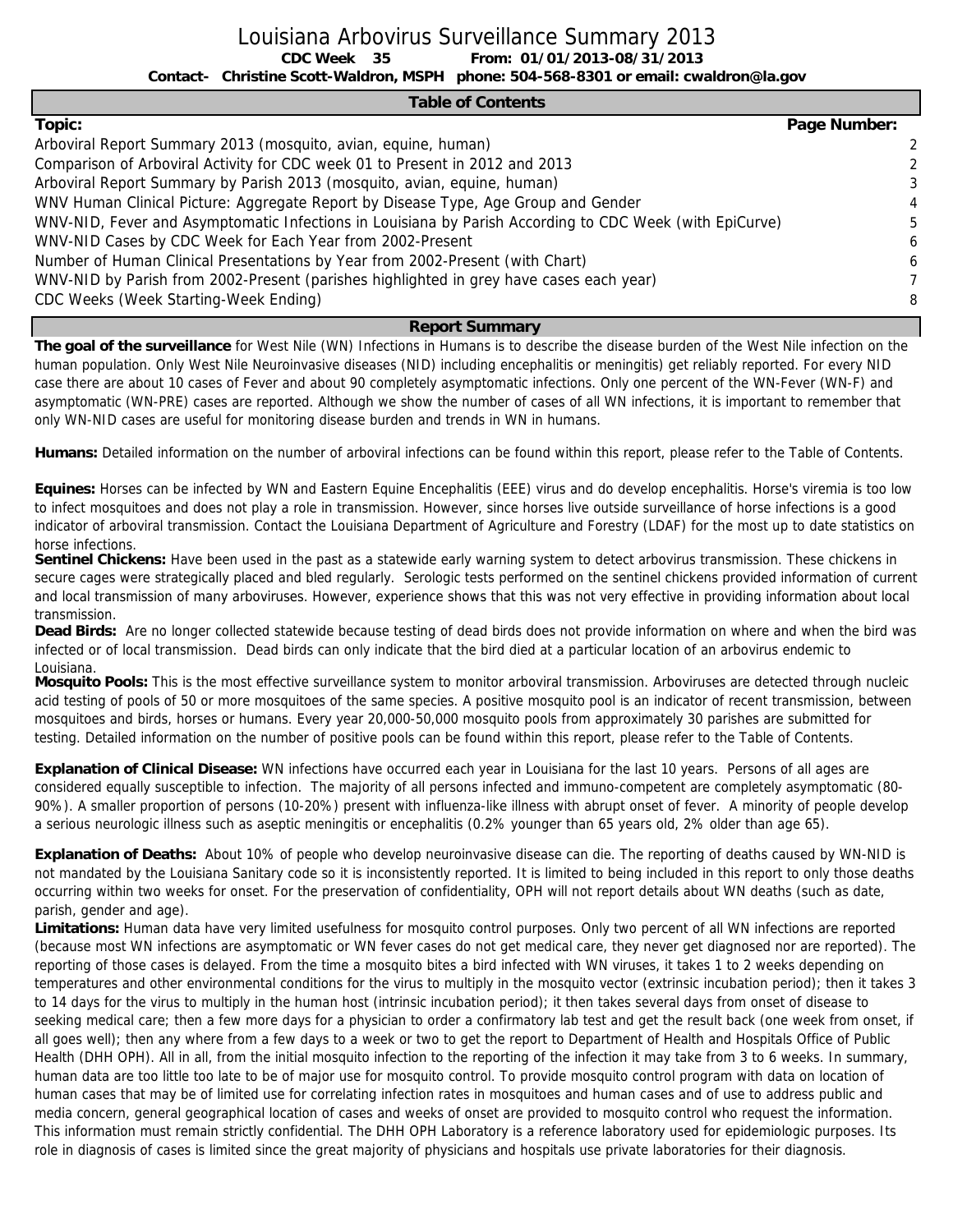# Louisiana Arbovirus Surveillance Summary 2013

**CDC Week 35 From: 01/01/2013-08/31/2013**

**Contact- Christine Scott-Waldron, MSPH phone: 504-568-8301 or email: cwaldron@la.gov**

## Table of Contents

| Topic: | Page Number: |
|---|---|
| Arboviral Report Summary 2013 (mosquito, avian, equine, human) | 2 |
| Comparison of Arboviral Activity for CDC week 01 to Present in 2012 and 2013 | 2 |
| Arboviral Report Summary by Parish 2013 (mosquito, avian, equine, human) | 3 |
| WNV Human Clinical Picture: Aggregate Report by Disease Type, Age Group and Gender | 4 |
| WNV-NID, Fever and Asymptomatic Infections in Louisiana by Parish According to CDC Week (with EpiCurve) | 5 |
| WNV-NID Cases by CDC Week for Each Year from 2002-Present | 6 |
| Number of Human Clinical Presentations by Year from 2002-Present (with Chart) | 6 |
| WNV-NID by Parish from 2002-Present (parishes highlighted in grey have cases each year) | 7 |
| CDC Weeks (Week Starting-Week Ending) | 8 |

## Report Summary

**The goal of the surveillance** for West Nile (WN) Infections in Humans is to describe the disease burden of the West Nile infection on the human population. Only West Nile Neuroinvasive diseases (NID) including encephalitis or meningitis) get reliably reported. For every NID case there are about 10 cases of Fever and about 90 completely asymptomatic infections. Only one percent of the WN-Fever (WN-F) and asymptomatic (WN-PRE) cases are reported. Although we show the number of cases of all WN infections, it is important to remember that only WN-NID cases are useful for monitoring disease burden and trends in WN in humans.

**Humans:** Detailed information on the number of arboviral infections can be found within this report, please refer to the Table of Contents.

**Equines:** Horses can be infected by WN and Eastern Equine Encephalitis (EEE) virus and do develop encephalitis. Horse's viremia is too low to infect mosquitoes and does not play a role in transmission. However, since horses live outside surveillance of horse infections is a good indicator of arboviral transmission. Contact the Louisiana Department of Agriculture and Forestry (LDAF) for the most up to date statistics on horse infections.

**Sentinel Chickens:** Have been used in the past as a statewide early warning system to detect arbovirus transmission. These chickens in secure cages were strategically placed and bled regularly. Serologic tests performed on the sentinel chickens provided information of current and local transmission of many arboviruses. However, experience shows that this was not very effective in providing information about local transmission.

**Dead Birds:** Are no longer collected statewide because testing of dead birds does not provide information on where and when the bird was infected or of local transmission. Dead birds can only indicate that the bird died at a particular location of an arbovirus endemic to Louisiana.

**Mosquito Pools:** This is the most effective surveillance system to monitor arboviral transmission. Arboviruses are detected through nucleic acid testing of pools of 50 or more mosquitoes of the same species. A positive mosquito pool is an indicator of recent transmission, between mosquitoes and birds, horses or humans. Every year 20,000-50,000 mosquito pools from approximately 30 parishes are submitted for testing. Detailed information on the number of positive pools can be found within this report, please refer to the Table of Contents.

**Explanation of Clinical Disease:** WN infections have occurred each year in Louisiana for the last 10 years. Persons of all ages are considered equally susceptible to infection. The majority of all persons infected and immuno-competent are completely asymptomatic (80-90%). A smaller proportion of persons (10-20%) present with influenza-like illness with abrupt onset of fever. A minority of people develop a serious neurologic illness such as aseptic meningitis or encephalitis (0.2% younger than 65 years old, 2% older than age 65).

**Explanation of Deaths:** About 10% of people who develop neuroinvasive disease can die. The reporting of deaths caused by WN-NID is not mandated by the Louisiana Sanitary code so it is inconsistently reported. It is limited to being included in this report to only those deaths occurring within two weeks for onset. For the preservation of confidentiality, OPH will not report details about WN deaths (such as date, parish, gender and age).

**Limitations:** Human data have very limited usefulness for mosquito control purposes. Only two percent of all WN infections are reported (because most WN infections are asymptomatic or WN fever cases do not get medical care, they never get diagnosed nor are reported). The reporting of those cases is delayed. From the time a mosquito bites a bird infected with WN viruses, it takes 1 to 2 weeks depending on temperatures and other environmental conditions for the virus to multiply in the mosquito vector (extrinsic incubation period); then it takes 3 to 14 days for the virus to multiply in the human host (intrinsic incubation period); it then takes several days from onset of disease to seeking medical care; then a few more days for a physician to order a confirmatory lab test and get the result back (one week from onset, if all goes well); then any where from a few days to a week or two to get the report to Department of Health and Hospitals Office of Public Health (DHH OPH). All in all, from the initial mosquito infection to the reporting of the infection it may take from 3 to 6 weeks. In summary, human data are too little too late to be of major use for mosquito control. To provide mosquito control program with data on location of human cases that may be of limited use for correlating infection rates in mosquitoes and human cases and of use to address public and media concern, general geographical location of cases and weeks of onset are provided to mosquito control who request the information. This information must remain strictly confidential. The DHH OPH Laboratory is a reference laboratory used for epidemiologic purposes. Its role in diagnosis of cases is limited since the great majority of physicians and hospitals use private laboratories for their diagnosis.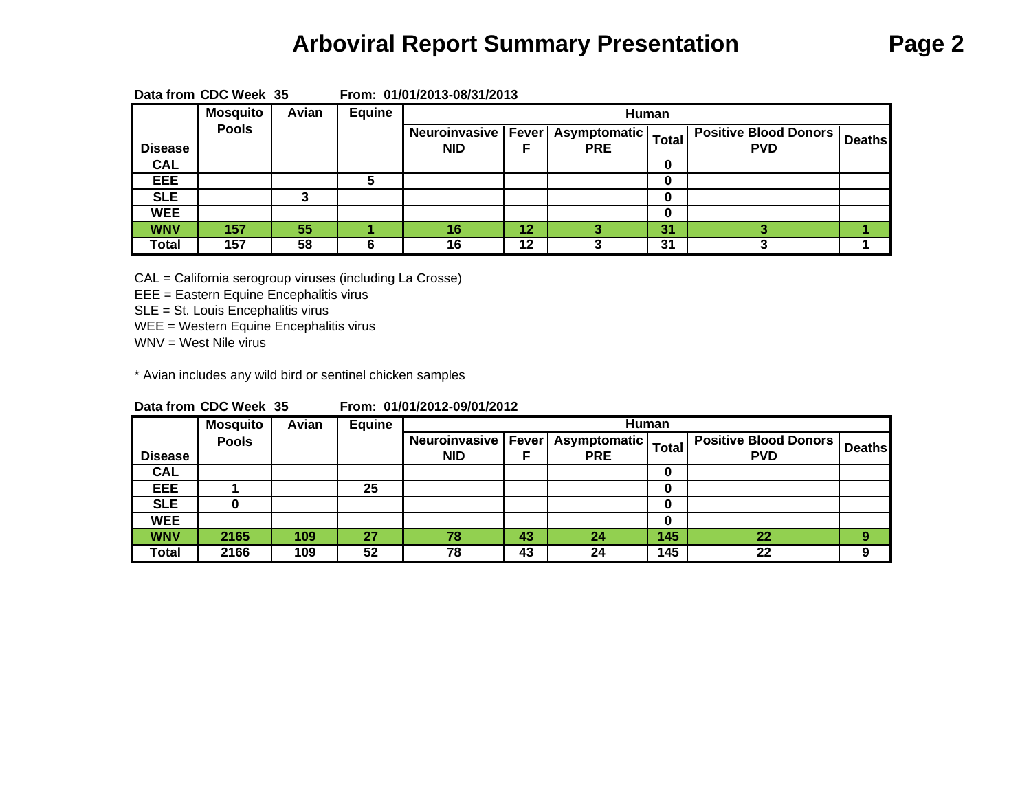# Arboviral Report Summary Presentation

**Data from CDC Week 35 From: 01/01/2013-08/31/2013**

| Disease | Mosquito Pools | Avian | Equine | Human | | | | | |
|---|---|---|---|---|---|---|---|---|---|
| | | | | Neuroinvasive NID | Fever F | Asymptomatic PRE | Total | Positive Blood Donors PVD | Deaths |
| CAL | | | | | | | 0 | | |
| EEE | | | 5 | | | | 0 | | |
| SLE | | 3 | | | | | 0 | | |
| WEE | | | | | | | 0 | | |
| WNV | 157 | 55 | 1 | 16 | 12 | 3 | 31 | 3 | 1 |
| Total | 157 | 58 | 6 | 16 | 12 | 3 | 31 | 3 | 1 |

CAL = California serogroup viruses (including La Crosse)
EEE = Eastern Equine Encephalitis virus
SLE = St. Louis Encephalitis virus
WEE = Western Equine Encephalitis virus
WNV = West Nile virus

* Avian includes any wild bird or sentinel chicken samples

**Data from CDC Week 35 From: 01/01/2012-09/01/2012**

| Disease | Mosquito Pools | Avian | Equine | Human | | | | | |
|---|---|---|---|---|---|---|---|---|---|
| | | | | Neuroinvasive NID | Fever F | Asymptomatic PRE | Total | Positive Blood Donors PVD | Deaths |
| CAL | | | | | | | 0 | | |
| EEE | 1 | | 25 | | | | 0 | | |
| SLE | 0 | | | | | | 0 | | |
| WEE | | | | | | | 0 | | |
| WNV | 2165 | 109 | 27 | 78 | 43 | 24 | 145 | 22 | 9 |
| Total | 2166 | 109 | 52 | 78 | 43 | 24 | 145 | 22 | 9 |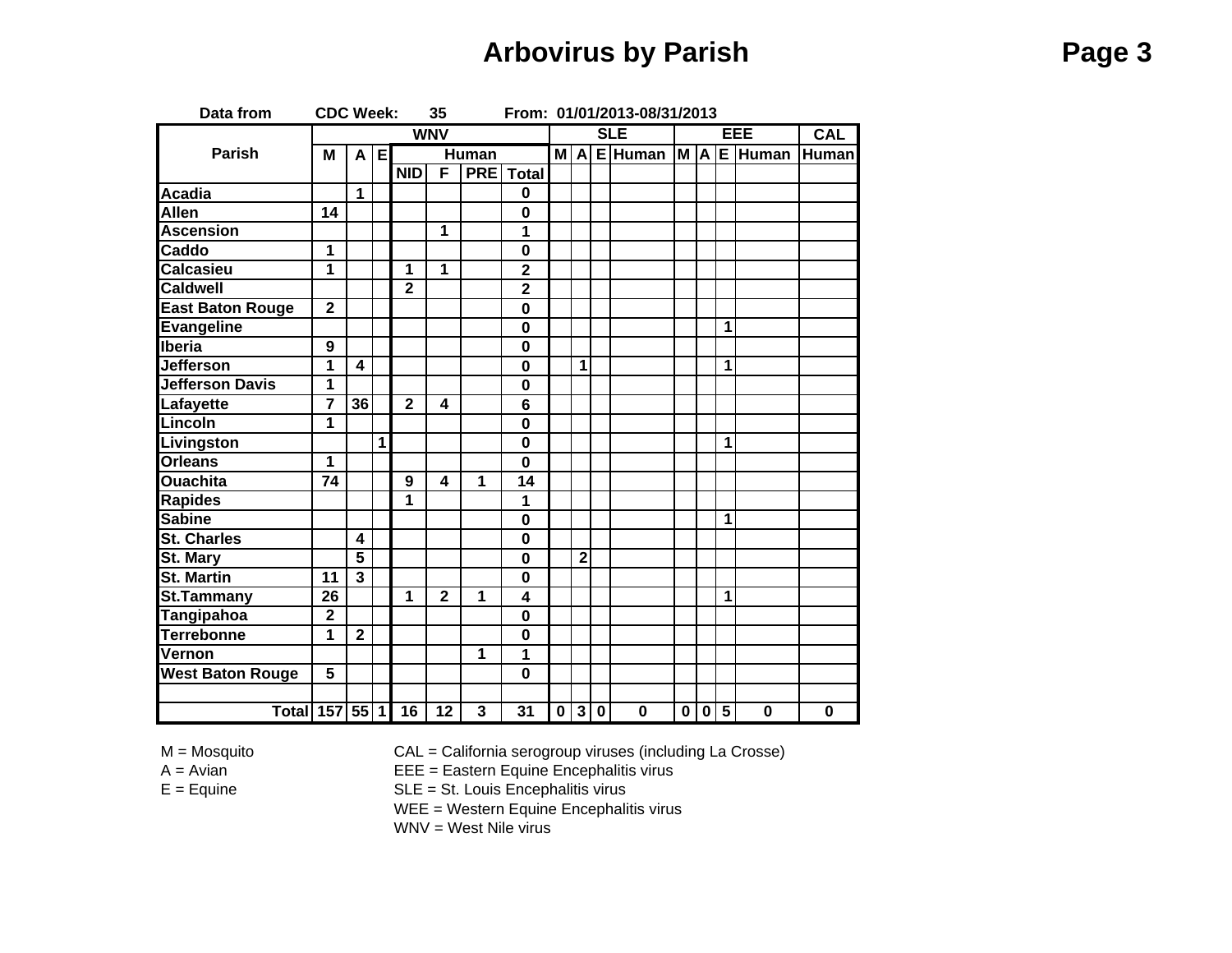# Arbovirus by Parish

Data from CDC Week: 35 From: 01/01/2013-08/31/2013

| Parish | WNV | | | | | | | SLE | | | | EEE | | | | CAL |
|---|---|---|---|---|---|---|---|---|---|---|---|---|---|---|---|---|
| | M | A | E | Human | | | | M | A | E | Human | M | A | E | Human | Human |
| | | | | NID | F | PRE | Total | | | | | | | | | |
| Acadia | | 1 | | | | | 0 | | | | | | | | | |
| Allen | 14 | | | | | | 0 | | | | | | | | | |
| Ascension | | | | | 1 | | 1 | | | | | | | | | |
| Caddo | 1 | | | | | | 0 | | | | | | | | | |
| Calcasieu | 1 | | | 1 | 1 | | 2 | | | | | | | | | |
| Caldwell | | | | 2 | | | 2 | | | | | | | | | |
| East Baton Rouge | 2 | | | | | | 0 | | | | | | | | | |
| Evangeline | | | | | | | 0 | | | | | | | 1 | | |
| Iberia | 9 | | | | | | 0 | | | | | | | | | |
| Jefferson | 1 | 4 | | | | | 0 | | 1 | | | | | 1 | | |
| Jefferson Davis | 1 | | | | | | 0 | | | | | | | | | |
| Lafayette | 7 | 36 | | 2 | 4 | | 6 | | | | | | | | | |
| Lincoln | 1 | | | | | | 0 | | | | | | | | | |
| Livingston | | | 1 | | | | 0 | | | | | | | 1 | | |
| Orleans | 1 | | | | | | 0 | | | | | | | | | |
| Ouachita | 74 | | | 9 | 4 | 1 | 14 | | | | | | | | | |
| Rapides | | | | 1 | | | 1 | | | | | | | | | |
| Sabine | | | | | | | 0 | | | | | | | 1 | | |
| St. Charles | | 4 | | | | | 0 | | | | | | | | | |
| St. Mary | | 5 | | | | | 0 | | 2 | | | | | | | |
| St. Martin | 11 | 3 | | | | | 0 | | | | | | | | | |
| St.Tammany | 26 | | | 1 | 2 | 1 | 4 | | | | | | | 1 | | |
| Tangipahoa | 2 | | | | | | 0 | | | | | | | | | |
| Terrebonne | 1 | 2 | | | | | 0 | | | | | | | | | |
| Vernon | | | | | | 1 | 1 | | | | | | | | | |
| West Baton Rouge | 5 | | | | | | 0 | | | | | | | | | |
| | | | | | | | | | | | | | | | | |
| Total | 157 | 55 | 1 | 16 | 12 | 3 | 31 | 0 | 3 | 0 | 0 | 0 | 0 | 5 | 0 | 0 |

M = Mosquito
A = Avian
E = Equine

CAL = California serogroup viruses (including La Crosse)
EEE = Eastern Equine Encephalitis virus
SLE = St. Louis Encephalitis virus
WEE = Western Equine Encephalitis virus
WNV = West Nile virus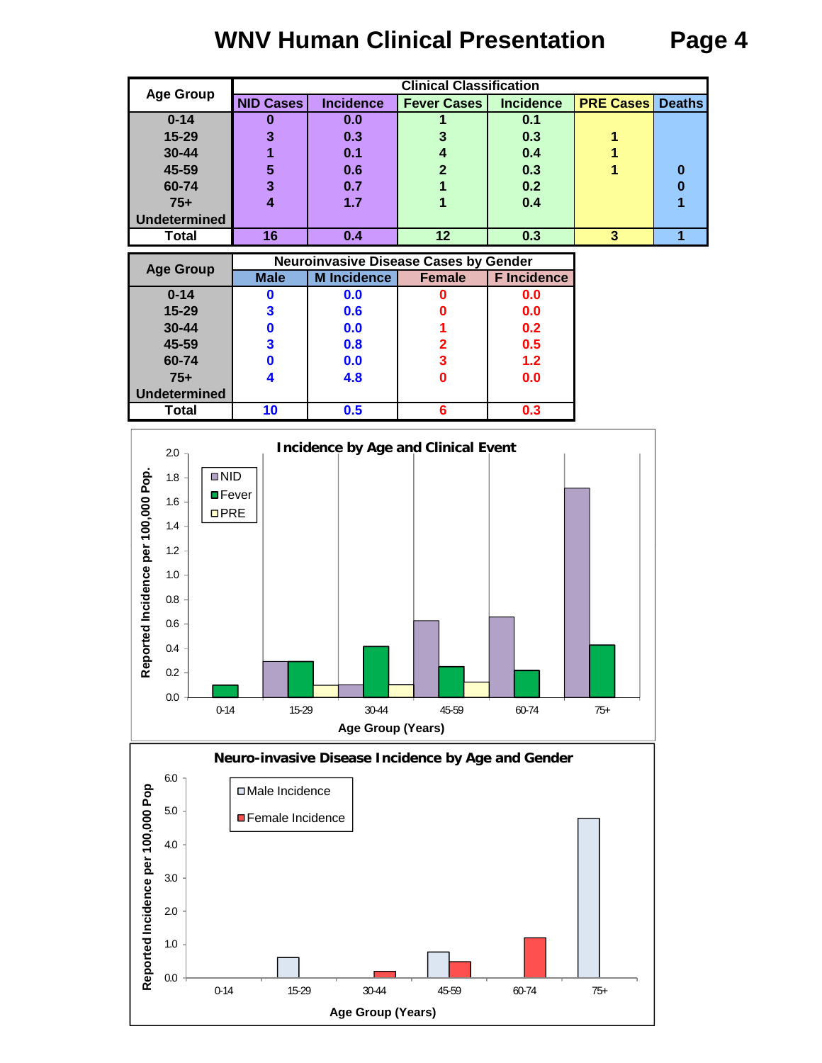# WNV Human Clinical Presentation

| Age Group | Clinical Classification | | | | | |
|---|---|---|---|---|---|---|
| | NID Cases | Incidence | Fever Cases | Incidence | PRE Cases | Deaths |
| 0-14 | 0 | 0.0 | 1 | 0.1 | | |
| 15-29 | 3 | 0.3 | 3 | 0.3 | 1 | |
| 30-44 | 1 | 0.1 | 4 | 0.4 | 1 | |
| 45-59 | 5 | 0.6 | 2 | 0.3 | 1 | 0 |
| 60-74 | 3 | 0.7 | 1 | 0.2 | | 0 |
| 75+ | 4 | 1.7 | 1 | 0.4 | | 1 |
| Undetermined | | | | | | |
| Total | 16 | 0.4 | 12 | 0.3 | 3 | 1 |

| Age Group | Neuroinvasive Disease Cases by Gender | | | |
|---|---|---|---|---|
| | Male | M Incidence | Female | F Incidence |
| 0-14 | 0 | 0.0 | 0 | 0.0 |
| 15-29 | 3 | 0.6 | 0 | 0.0 |
| 30-44 | 0 | 0.0 | 1 | 0.2 |
| 45-59 | 3 | 0.8 | 2 | 0.5 |
| 60-74 | 0 | 0.0 | 3 | 1.2 |
| 75+ | 4 | 4.8 | 0 | 0.0 |
| Undetermined | | | | |
| Total | 10 | 0.5 | 6 | 0.3 |

**Incidence by Age and Clinical Event**

Reported Incidence per 100,000 Pop. vs. Age Group (Years): NID, Fever, PRE

**Neuro-invasive Disease Incidence by Age and Gender**

Reported Incidence per 100,000 Pop vs. Age Group (Years): Male Incidence, Female Incidence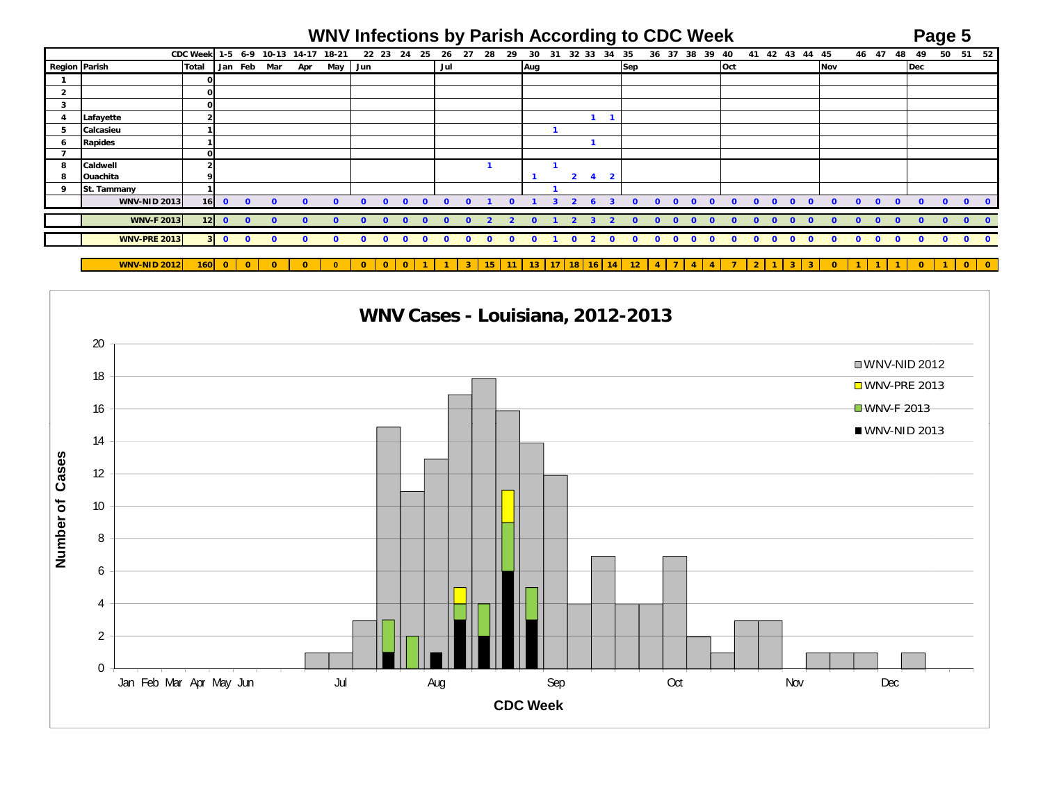# WNV Infections by Parish According to CDC Week

| | | CDC Week | 1-5 | 6-9 | 10-13 | 14-17 | 18-21 | 22 | 23 | 24 | 25 | 26 | 27 | 28 | 29 | 30 | 31 | 32 | 33 | 34 | 35 | 36 | 37 | 38 | 39 | 40 | 41 | 42 | 43 | 44 | 45 | 46 | 47 | 48 | 49 | 50 | 51 | 52 |
|---|---|---|---|---|---|---|---|---|---|---|---|---|---|---|---|---|---|---|---|---|---|---|---|---|---|---|---|---|---|---|---|---|---|---|---|---|---|---|
| Region | Parish | Total | Jan | Feb | Mar | Apr | May | Jun | | | | Jul | | | | Aug | | | | | Sep | | | | | Oct | | | | | Nov | | | | Dec | | | |
| 1 | | 0 | | | | | | | | | | | | | | | | | | | | | | | | | | | | | | | | | | | | |
| 2 | | 0 | | | | | | | | | | | | | | | | | | | | | | | | | | | | | | | | | | | | |
| 3 | | 0 | | | | | | | | | | | | | | | | | | | | | | | | | | | | | | | | | | | | |
| 4 | Lafayette | 2 | | | | | | | | | | | | | | | | | 1 | 1 | | | | | | | | | | | | | | | | | | |
| 5 | Calcasieu | 1 | | | | | | | | | | | | | | | 1 | | | | | | | | | | | | | | | | | | | | | |
| 6 | Rapides | 1 | | | | | | | | | | | | | | | | | 1 | | | | | | | | | | | | | | | | | | | |
| 7 | | 0 | | | | | | | | | | | | | | | | | | | | | | | | | | | | | | | | | | | | |
| 8 | Caldwell | 2 | | | | | | | | | | | | 1 | | | 1 | | | | | | | | | | | | | | | | | | | | | |
| 8 | Ouachita | 9 | | | | | | | | | | | | | | 1 | | 2 | 4 | 2 | | | | | | | | | | | | | | | | | | |
| 9 | St. Tammany | 1 | | | | | | | | | | | | | | | 1 | | | | | | | | | | | | | | | | | | | | | |
| | WNV-NID 2013 | 16 | 0 | 0 | 0 | 0 | 0 | 0 | 0 | 0 | 0 | 0 | 0 | 1 | 0 | 1 | 3 | 2 | 6 | 3 | 0 | 0 | 0 | 0 | 0 | 0 | 0 | 0 | 0 | 0 | 0 | 0 | 0 | 0 | 0 | 0 | 0 | 0 |
| | WNV-F 2013 | 12 | 0 | 0 | 0 | 0 | 0 | 0 | 0 | 0 | 0 | 0 | 0 | 2 | 2 | 0 | 1 | 2 | 3 | 2 | 0 | 0 | 0 | 0 | 0 | 0 | 0 | 0 | 0 | 0 | 0 | 0 | 0 | 0 | 0 | 0 | 0 | 0 |
| | WNV-PRE 2013 | 3 | 0 | 0 | 0 | 0 | 0 | 0 | 0 | 0 | 0 | 0 | 0 | 0 | 0 | 0 | 1 | 0 | 2 | 0 | 0 | 0 | 0 | 0 | 0 | 0 | 0 | 0 | 0 | 0 | 0 | 0 | 0 | 0 | 0 | 0 | 0 | 0 |
| | WNV-NID 2012 | 160 | 0 | 0 | 0 | 0 | 0 | 0 | 0 | 0 | 1 | 1 | 3 | 15 | 11 | 13 | 17 | 18 | 16 | 14 | 12 | 4 | 7 | 4 | 4 | 7 | 2 | 1 | 3 | 3 | 0 | 1 | 1 | 1 | 0 | 1 | 0 | 0 |

## WNV Cases - Louisiana, 2012-2013

Number of Cases by CDC Week (Jan–Dec)

Legend: WNV-NID 2012, WNV-PRE 2013, WNV-F 2013, WNV-NID 2013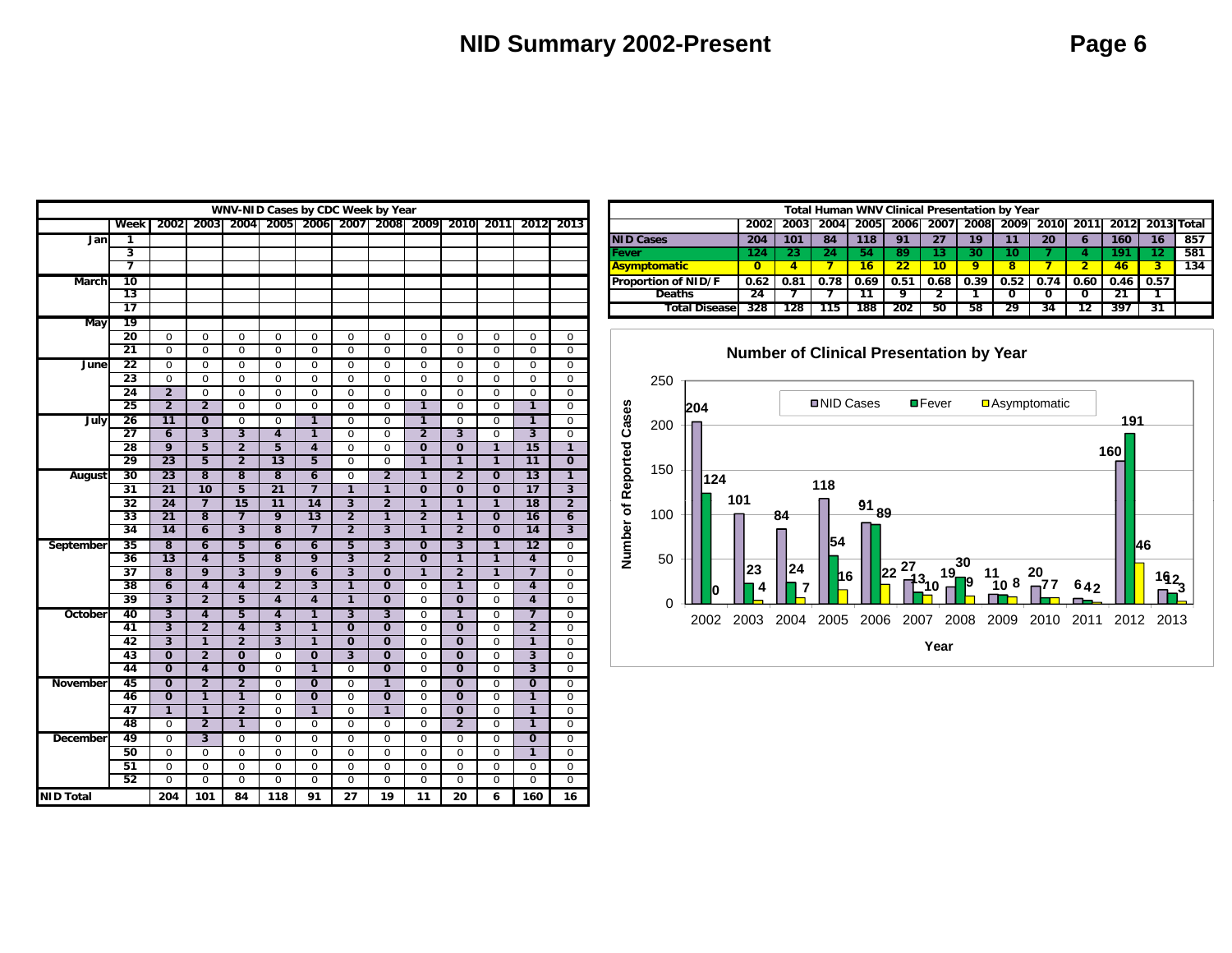# NID Summary 2002-Present

| WNV-NID Cases by CDC Week by Year | | | | | | | | | | | | | |
|---|---|---|---|---|---|---|---|---|---|---|---|---|---|
| | Week | 2002 | 2003 | 2004 | 2005 | 2006 | 2007 | 2008 | 2009 | 2010 | 2011 | 2012 | 2013 |
| Jan | 1 | | | | | | | | | | | | |
| | 3 | | | | | | | | | | | | |
| | 7 | | | | | | | | | | | | |
| March | 10 | | | | | | | | | | | | |
| | 13 | | | | | | | | | | | | |
| | 17 | | | | | | | | | | | | |
| May | 19 | | | | | | | | | | | | |
| | 20 | 0 | 0 | 0 | 0 | 0 | 0 | 0 | 0 | 0 | 0 | 0 | 0 |
| | 21 | 0 | 0 | 0 | 0 | 0 | 0 | 0 | 0 | 0 | 0 | 0 | 0 |
| June | 22 | 0 | 0 | 0 | 0 | 0 | 0 | 0 | 0 | 0 | 0 | 0 | 0 |
| | 23 | 0 | 0 | 0 | 0 | 0 | 0 | 0 | 0 | 0 | 0 | 0 | 0 |
| | 24 | 2 | 0 | 0 | 0 | 0 | 0 | 0 | 0 | 0 | 0 | 0 | 0 |
| | 25 | 2 | 2 | 0 | 0 | 0 | 0 | 0 | 1 | 0 | 0 | 1 | 0 |
| July | 26 | 11 | 0 | 0 | 0 | 1 | 0 | 0 | 1 | 0 | 0 | 1 | 0 |
| | 27 | 6 | 3 | 3 | 4 | 1 | 0 | 0 | 2 | 3 | 0 | 3 | 0 |
| | 28 | 9 | 5 | 2 | 5 | 4 | 0 | 0 | 0 | 0 | 1 | 15 | 1 |
| | 29 | 23 | 5 | 2 | 13 | 5 | 0 | 0 | 1 | 1 | 1 | 11 | 0 |
| August | 30 | 23 | 8 | 8 | 8 | 6 | 0 | 2 | 1 | 2 | 0 | 13 | 1 |
| | 31 | 21 | 10 | 5 | 21 | 7 | 1 | 1 | 0 | 0 | 0 | 17 | 3 |
| | 32 | 24 | 7 | 15 | 11 | 14 | 3 | 2 | 1 | 1 | 1 | 18 | 2 |
| | 33 | 21 | 8 | 7 | 9 | 13 | 2 | 1 | 2 | 1 | 0 | 16 | 6 |
| | 34 | 14 | 6 | 3 | 8 | 7 | 2 | 3 | 1 | 2 | 0 | 14 | 3 |
| September | 35 | 8 | 6 | 5 | 6 | 6 | 5 | 3 | 0 | 3 | 1 | 12 | 0 |
| | 36 | 13 | 4 | 5 | 8 | 9 | 3 | 2 | 0 | 1 | 1 | 4 | 0 |
| | 37 | 8 | 9 | 3 | 9 | 6 | 3 | 0 | 1 | 2 | 1 | 7 | 0 |
| | 38 | 6 | 4 | 4 | 2 | 3 | 1 | 0 | 0 | 1 | 0 | 4 | 0 |
| | 39 | 3 | 2 | 5 | 4 | 4 | 1 | 0 | 0 | 0 | 0 | 4 | 0 |
| October | 40 | 3 | 4 | 5 | 4 | 1 | 3 | 3 | 0 | 1 | 0 | 7 | 0 |
| | 41 | 3 | 2 | 4 | 3 | 1 | 0 | 0 | 0 | 0 | 0 | 2 | 0 |
| | 42 | 3 | 1 | 2 | 3 | 1 | 0 | 0 | 0 | 0 | 0 | 1 | 0 |
| | 43 | 0 | 2 | 0 | 0 | 0 | 3 | 0 | 0 | 0 | 0 | 3 | 0 |
| | 44 | 0 | 4 | 0 | 0 | 1 | 0 | 0 | 0 | 0 | 0 | 3 | 0 |
| November | 45 | 0 | 2 | 2 | 0 | 0 | 0 | 1 | 0 | 0 | 0 | 0 | 0 |
| | 46 | 0 | 1 | 1 | 0 | 0 | 0 | 0 | 0 | 0 | 0 | 1 | 0 |
| | 47 | 1 | 1 | 2 | 0 | 1 | 0 | 1 | 0 | 0 | 0 | 1 | 0 |
| | 48 | 0 | 2 | 1 | 0 | 0 | 0 | 0 | 0 | 2 | 0 | 1 | 0 |
| December | 49 | 0 | 3 | 0 | 0 | 0 | 0 | 0 | 0 | 0 | 0 | 0 | 0 |
| | 50 | 0 | 0 | 0 | 0 | 0 | 0 | 0 | 0 | 0 | 0 | 1 | 0 |
| | 51 | 0 | 0 | 0 | 0 | 0 | 0 | 0 | 0 | 0 | 0 | 0 | 0 |
| | 52 | 0 | 0 | 0 | 0 | 0 | 0 | 0 | 0 | 0 | 0 | 0 | 0 |
| NID Total | | 204 | 101 | 84 | 118 | 91 | 27 | 19 | 11 | 20 | 6 | 160 | 16 |

| Total Human WNV Clinical Presentation by Year | | | | | | | | | | | | | |
|---|---|---|---|---|---|---|---|---|---|---|---|---|---|
| | 2002 | 2003 | 2004 | 2005 | 2006 | 2007 | 2008 | 2009 | 2010 | 2011 | 2012 | 2013 | Total |
| NID Cases | 204 | 101 | 84 | 118 | 91 | 27 | 19 | 11 | 20 | 6 | 160 | 16 | 857 |
| Fever | 124 | 23 | 24 | 54 | 89 | 13 | 30 | 10 | 7 | 4 | 191 | 12 | 581 |
| Asymptomatic | 0 | 4 | 7 | 16 | 22 | 10 | 9 | 8 | 7 | 2 | 46 | 3 | 134 |
| Proportion of NID/F | 0.62 | 0.81 | 0.78 | 0.69 | 0.51 | 0.68 | 0.39 | 0.52 | 0.74 | 0.60 | 0.46 | 0.57 | |
| Deaths | 24 | 7 | 7 | 11 | 9 | 2 | 1 | 0 | 0 | 0 | 21 | 1 | |
| Total Disease | 328 | 128 | 115 | 188 | 202 | 50 | 58 | 29 | 34 | 12 | 397 | 31 | |

## Number of Clinical Presentation by Year

| Year | NID Cases | Fever | Asymptomatic |
|---|---|---|---|
| 2002 | 204 | 124 | 0 |
| 2003 | 101 | 23 | 4 |
| 2004 | 84 | 24 | 7 |
| 2005 | 118 | 54 | 16 |
| 2006 | 91 | 89 | 22 |
| 2007 | 27 | 13 | 10 |
| 2008 | 19 | 30 | 9 |
| 2009 | 11 | 10 | 8 |
| 2010 | 20 | 7 | 7 |
| 2011 | 6 | 4 | 2 |
| 2012 | 160 | 191 | 46 |
| 2013 | 16 | 12 | 3 |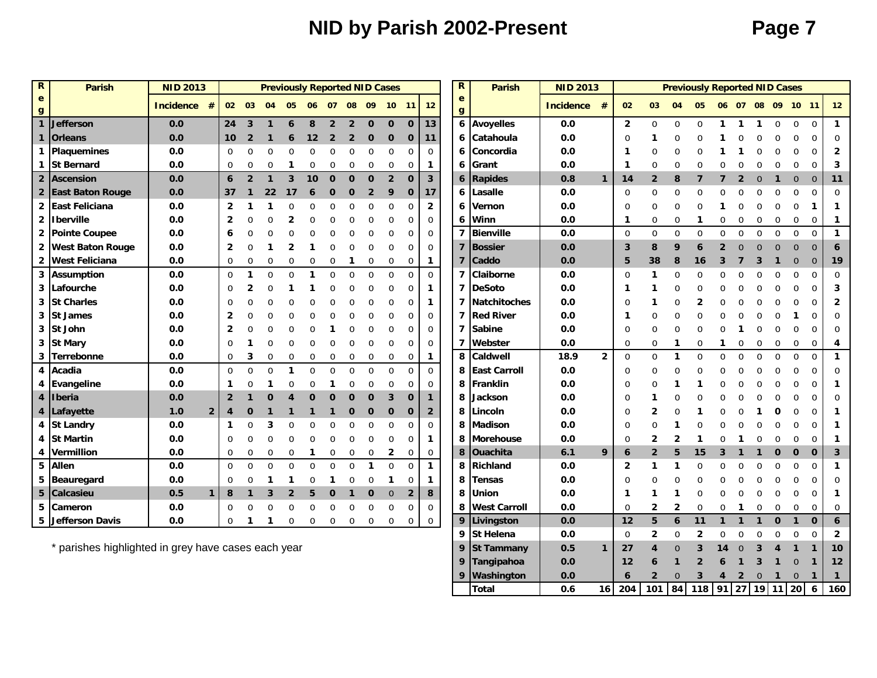# NID by Parish 2002-Present

| Reg | Parish | NID 2013 Incidence | # | 02 | 03 | 04 | 05 | 06 | 07 | 08 | 09 | 10 | 11 | 12 |
|---|---|---|---|---|---|---|---|---|---|---|---|---|---|---|
| | | | | Previously Reported NID Cases | | | | | | | | | | |
| 1 | Jefferson | 0.0 | | 24 | 3 | 1 | 6 | 8 | 2 | 2 | 0 | 0 | 0 | 13 |
| 1 | Orleans | 0.0 | | 10 | 2 | 1 | 6 | 12 | 2 | 2 | 0 | 0 | 0 | 11 |
| 1 | Plaquemines | 0.0 | | 0 | 0 | 0 | 0 | 0 | 0 | 0 | 0 | 0 | 0 | 0 |
| 1 | St Bernard | 0.0 | | 0 | 0 | 0 | 1 | 0 | 0 | 0 | 0 | 0 | 0 | 1 |
| 2 | Ascension | 0.0 | | 6 | 2 | 1 | 3 | 10 | 0 | 0 | 0 | 2 | 0 | 3 |
| 2 | East Baton Rouge | 0.0 | | 37 | 1 | 22 | 17 | 6 | 0 | 0 | 2 | 9 | 0 | 17 |
| 2 | East Feliciana | 0.0 | | 2 | 1 | 1 | 0 | 0 | 0 | 0 | 0 | 0 | 0 | 2 |
| 2 | Iberville | 0.0 | | 2 | 0 | 0 | 2 | 0 | 0 | 0 | 0 | 0 | 0 | 0 |
| 2 | Pointe Coupee | 0.0 | | 6 | 0 | 0 | 0 | 0 | 0 | 0 | 0 | 0 | 0 | 0 |
| 2 | West Baton Rouge | 0.0 | | 2 | 0 | 1 | 2 | 1 | 0 | 0 | 0 | 0 | 0 | 0 |
| 2 | West Feliciana | 0.0 | | 0 | 0 | 0 | 0 | 0 | 0 | 1 | 0 | 0 | 0 | 1 |
| 3 | Assumption | 0.0 | | 0 | 1 | 0 | 0 | 1 | 0 | 0 | 0 | 0 | 0 | 0 |
| 3 | Lafourche | 0.0 | | 0 | 2 | 0 | 1 | 1 | 0 | 0 | 0 | 0 | 0 | 1 |
| 3 | St Charles | 0.0 | | 0 | 0 | 0 | 0 | 0 | 0 | 0 | 0 | 0 | 0 | 1 |
| 3 | St James | 0.0 | | 2 | 0 | 0 | 0 | 0 | 0 | 0 | 0 | 0 | 0 | 0 |
| 3 | St John | 0.0 | | 2 | 0 | 0 | 0 | 0 | 1 | 0 | 0 | 0 | 0 | 0 |
| 3 | St Mary | 0.0 | | 0 | 1 | 0 | 0 | 0 | 0 | 0 | 0 | 0 | 0 | 0 |
| 3 | Terrebonne | 0.0 | | 0 | 3 | 0 | 0 | 0 | 0 | 0 | 0 | 0 | 0 | 1 |
| 4 | Acadia | 0.0 | | 0 | 0 | 0 | 1 | 0 | 0 | 0 | 0 | 0 | 0 | 0 |
| 4 | Evangeline | 0.0 | | 1 | 0 | 1 | 0 | 0 | 1 | 0 | 0 | 0 | 0 | 0 |
| 4 | Iberia | 0.0 | | 2 | 1 | 0 | 4 | 0 | 0 | 0 | 0 | 3 | 0 | 1 |
| 4 | Lafayette | 1.0 | 2 | 4 | 0 | 1 | 1 | 1 | 1 | 0 | 0 | 0 | 0 | 2 |
| 4 | St Landry | 0.0 | | 1 | 0 | 3 | 0 | 0 | 0 | 0 | 0 | 0 | 0 | 0 |
| 4 | St Martin | 0.0 | | 0 | 0 | 0 | 0 | 0 | 0 | 0 | 0 | 0 | 0 | 1 |
| 4 | Vermillion | 0.0 | | 0 | 0 | 0 | 0 | 1 | 0 | 0 | 0 | 2 | 0 | 0 |
| 5 | Allen | 0.0 | | 0 | 0 | 0 | 0 | 0 | 0 | 0 | 1 | 0 | 0 | 1 |
| 5 | Beauregard | 0.0 | | 0 | 0 | 1 | 1 | 0 | 1 | 0 | 0 | 1 | 0 | 1 |
| 5 | Calcasieu | 0.5 | 1 | 8 | 1 | 3 | 2 | 5 | 0 | 1 | 0 | 0 | 2 | 8 |
| 5 | Cameron | 0.0 | | 0 | 0 | 0 | 0 | 0 | 0 | 0 | 0 | 0 | 0 | 0 |
| 5 | Jefferson Davis | 0.0 | | 0 | 1 | 1 | 0 | 0 | 0 | 0 | 0 | 0 | 0 | 0 |
| 6 | Avoyelles | 0.0 | | 2 | 0 | 0 | 0 | 1 | 1 | 1 | 0 | 0 | 0 | 1 |
| 6 | Catahoula | 0.0 | | 0 | 1 | 0 | 0 | 1 | 0 | 0 | 0 | 0 | 0 | 0 |
| 6 | Concordia | 0.0 | | 1 | 0 | 0 | 0 | 1 | 1 | 0 | 0 | 0 | 0 | 2 |
| 6 | Grant | 0.0 | | 1 | 0 | 0 | 0 | 0 | 0 | 0 | 0 | 0 | 0 | 3 |
| 6 | Rapides | 0.8 | 1 | 14 | 2 | 8 | 7 | 7 | 2 | 0 | 1 | 0 | 0 | 11 |
| 6 | Lasalle | 0.0 | | 0 | 0 | 0 | 0 | 0 | 0 | 0 | 0 | 0 | 0 | 0 |
| 6 | Vernon | 0.0 | | 0 | 0 | 0 | 0 | 1 | 0 | 0 | 0 | 0 | 1 | 1 |
| 6 | Winn | 0.0 | | 1 | 0 | 0 | 1 | 0 | 0 | 0 | 0 | 0 | 0 | 1 |
| 7 | Bienville | 0.0 | | 0 | 0 | 0 | 0 | 0 | 0 | 0 | 0 | 0 | 0 | 1 |
| 7 | Bossier | 0.0 | | 3 | 8 | 9 | 6 | 2 | 0 | 0 | 0 | 0 | 0 | 6 |
| 7 | Caddo | 0.0 | | 5 | 38 | 8 | 16 | 3 | 7 | 3 | 1 | 0 | 0 | 19 |
| 7 | Claiborne | 0.0 | | 0 | 1 | 0 | 0 | 0 | 0 | 0 | 0 | 0 | 0 | 0 |
| 7 | DeSoto | 0.0 | | 1 | 1 | 0 | 0 | 0 | 0 | 0 | 0 | 0 | 0 | 3 |
| 7 | Natchitoches | 0.0 | | 0 | 1 | 0 | 2 | 0 | 0 | 0 | 0 | 0 | 0 | 2 |
| 7 | Red River | 0.0 | | 1 | 0 | 0 | 0 | 0 | 0 | 0 | 0 | 1 | 0 | 0 |
| 7 | Sabine | 0.0 | | 0 | 0 | 0 | 0 | 0 | 1 | 0 | 0 | 0 | 0 | 0 |
| 7 | Webster | 0.0 | | 0 | 0 | 1 | 0 | 1 | 0 | 0 | 0 | 0 | 0 | 4 |
| 8 | Caldwell | 18.9 | 2 | 0 | 0 | 1 | 0 | 0 | 0 | 0 | 0 | 0 | 0 | 1 |
| 8 | East Carroll | 0.0 | | 0 | 0 | 0 | 0 | 0 | 0 | 0 | 0 | 0 | 0 | 0 |
| 8 | Franklin | 0.0 | | 0 | 0 | 1 | 1 | 0 | 0 | 0 | 0 | 0 | 0 | 1 |
| 8 | Jackson | 0.0 | | 0 | 1 | 0 | 0 | 0 | 0 | 0 | 0 | 0 | 0 | 0 |
| 8 | Lincoln | 0.0 | | 0 | 2 | 0 | 1 | 0 | 0 | 1 | 0 | 0 | 0 | 1 |
| 8 | Madison | 0.0 | | 0 | 0 | 1 | 0 | 0 | 0 | 0 | 0 | 0 | 0 | 1 |
| 8 | Morehouse | 0.0 | | 0 | 2 | 2 | 1 | 0 | 1 | 0 | 0 | 0 | 0 | 1 |
| 8 | Ouachita | 6.1 | 9 | 6 | 2 | 5 | 15 | 3 | 1 | 1 | 0 | 0 | 0 | 3 |
| 8 | Richland | 0.0 | | 2 | 1 | 1 | 0 | 0 | 0 | 0 | 0 | 0 | 0 | 1 |
| 8 | Tensas | 0.0 | | 0 | 0 | 0 | 0 | 0 | 0 | 0 | 0 | 0 | 0 | 0 |
| 8 | Union | 0.0 | | 1 | 1 | 1 | 0 | 0 | 0 | 0 | 0 | 0 | 0 | 1 |
| 8 | West Carroll | 0.0 | | 0 | 2 | 2 | 0 | 0 | 1 | 0 | 0 | 0 | 0 | 0 |
| 9 | Livingston | 0.0 | | 12 | 5 | 6 | 11 | 1 | 1 | 1 | 0 | 1 | 0 | 6 |
| 9 | St Helena | 0.0 | | 0 | 2 | 0 | 2 | 0 | 0 | 0 | 0 | 0 | 0 | 2 |
| 9 | St Tammany | 0.5 | 1 | 27 | 4 | 0 | 3 | 14 | 0 | 3 | 4 | 1 | 1 | 10 |
| 9 | Tangipahoa | 0.0 | | 12 | 6 | 1 | 2 | 6 | 1 | 3 | 1 | 0 | 1 | 12 |
| 9 | Washington | 0.0 | | 6 | 2 | 0 | 3 | 4 | 2 | 0 | 1 | 0 | 1 | 1 |
| | Total | 0.6 | 16 | 204 | 101 | 84 | 118 | 91 | 27 | 19 | 11 | 20 | 6 | 160 |

* parishes highlighted in grey have cases each year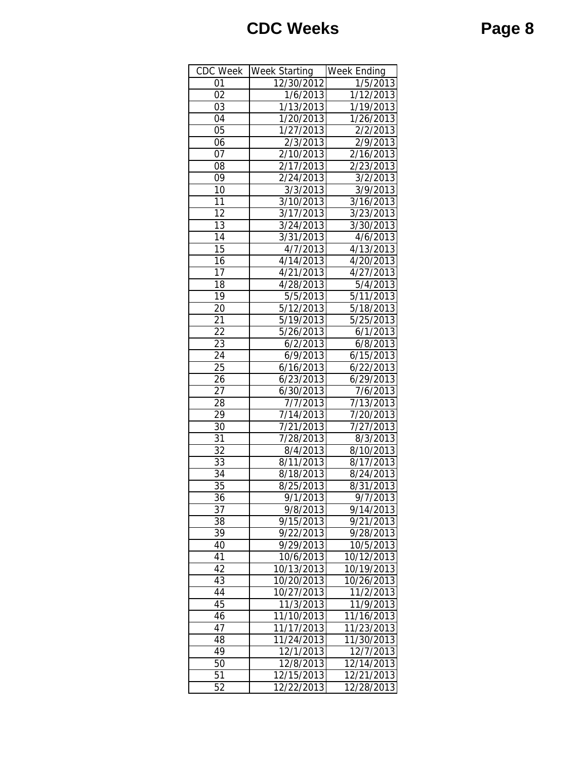# CDC Weeks

| CDC Week | Week Starting | Week Ending |
|---|---|---|
| 01 | 12/30/2012 | 1/5/2013 |
| 02 | 1/6/2013 | 1/12/2013 |
| 03 | 1/13/2013 | 1/19/2013 |
| 04 | 1/20/2013 | 1/26/2013 |
| 05 | 1/27/2013 | 2/2/2013 |
| 06 | 2/3/2013 | 2/9/2013 |
| 07 | 2/10/2013 | 2/16/2013 |
| 08 | 2/17/2013 | 2/23/2013 |
| 09 | 2/24/2013 | 3/2/2013 |
| 10 | 3/3/2013 | 3/9/2013 |
| 11 | 3/10/2013 | 3/16/2013 |
| 12 | 3/17/2013 | 3/23/2013 |
| 13 | 3/24/2013 | 3/30/2013 |
| 14 | 3/31/2013 | 4/6/2013 |
| 15 | 4/7/2013 | 4/13/2013 |
| 16 | 4/14/2013 | 4/20/2013 |
| 17 | 4/21/2013 | 4/27/2013 |
| 18 | 4/28/2013 | 5/4/2013 |
| 19 | 5/5/2013 | 5/11/2013 |
| 20 | 5/12/2013 | 5/18/2013 |
| 21 | 5/19/2013 | 5/25/2013 |
| 22 | 5/26/2013 | 6/1/2013 |
| 23 | 6/2/2013 | 6/8/2013 |
| 24 | 6/9/2013 | 6/15/2013 |
| 25 | 6/16/2013 | 6/22/2013 |
| 26 | 6/23/2013 | 6/29/2013 |
| 27 | 6/30/2013 | 7/6/2013 |
| 28 | 7/7/2013 | 7/13/2013 |
| 29 | 7/14/2013 | 7/20/2013 |
| 30 | 7/21/2013 | 7/27/2013 |
| 31 | 7/28/2013 | 8/3/2013 |
| 32 | 8/4/2013 | 8/10/2013 |
| 33 | 8/11/2013 | 8/17/2013 |
| 34 | 8/18/2013 | 8/24/2013 |
| 35 | 8/25/2013 | 8/31/2013 |
| 36 | 9/1/2013 | 9/7/2013 |
| 37 | 9/8/2013 | 9/14/2013 |
| 38 | 9/15/2013 | 9/21/2013 |
| 39 | 9/22/2013 | 9/28/2013 |
| 40 | 9/29/2013 | 10/5/2013 |
| 41 | 10/6/2013 | 10/12/2013 |
| 42 | 10/13/2013 | 10/19/2013 |
| 43 | 10/20/2013 | 10/26/2013 |
| 44 | 10/27/2013 | 11/2/2013 |
| 45 | 11/3/2013 | 11/9/2013 |
| 46 | 11/10/2013 | 11/16/2013 |
| 47 | 11/17/2013 | 11/23/2013 |
| 48 | 11/24/2013 | 11/30/2013 |
| 49 | 12/1/2013 | 12/7/2013 |
| 50 | 12/8/2013 | 12/14/2013 |
| 51 | 12/15/2013 | 12/21/2013 |
| 52 | 12/22/2013 | 12/28/2013 |